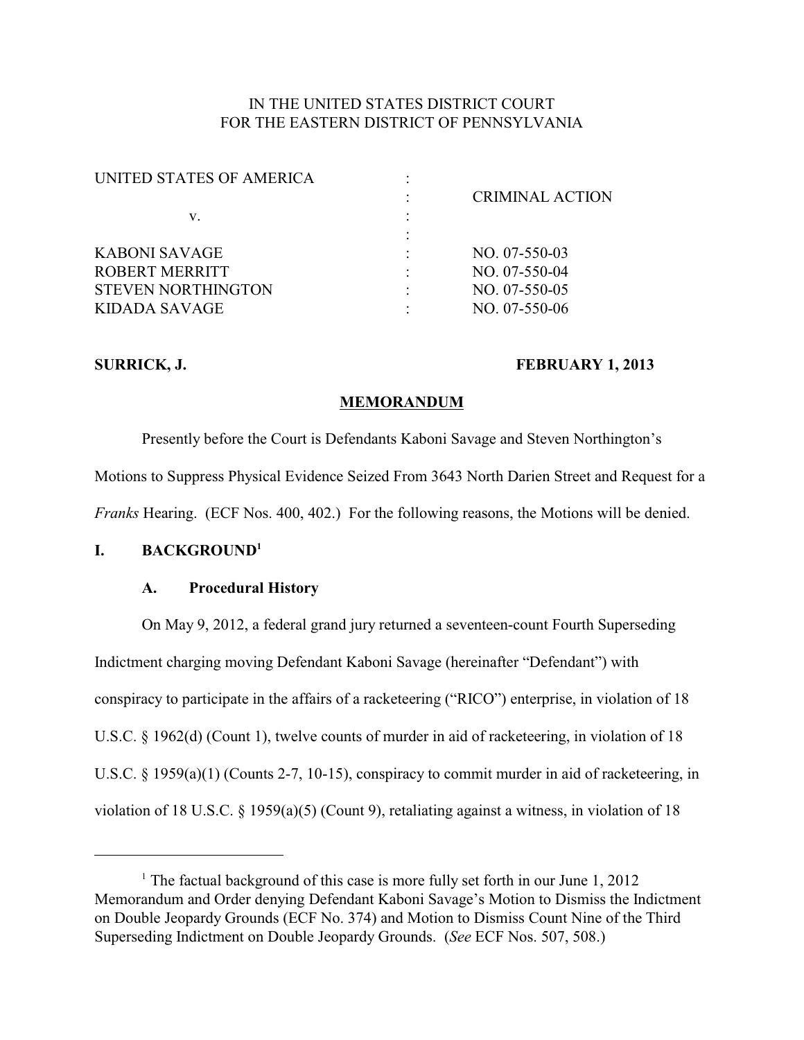IN THE UNITED STATES DISTRICT COURT
FOR THE EASTERN DISTRICT OF PENNSYLVANIA

| | | |
|---|---|---|
| UNITED STATES OF AMERICA | : | |
| | : | CRIMINAL ACTION |
| v. | : | |
| | : | |
| KABONI SAVAGE | : | NO. 07-550-03 |
| ROBERT MERRITT | : | NO. 07-550-04 |
| STEVEN NORTHINGTON | : | NO. 07-550-05 |
| KIDADA SAVAGE | : | NO. 07-550-06 |

**SURRICK, J.** **FEBRUARY 1, 2013**

## MEMORANDUM

Presently before the Court is Defendants Kaboni Savage and Steven Northington's Motions to Suppress Physical Evidence Seized From 3643 North Darien Street and Request for a *Franks* Hearing. (ECF Nos. 400, 402.) For the following reasons, the Motions will be denied.

## I. BACKGROUND[1]

### A. Procedural History

On May 9, 2012, a federal grand jury returned a seventeen-count Fourth Superseding Indictment charging moving Defendant Kaboni Savage (hereinafter "Defendant") with conspiracy to participate in the affairs of a racketeering ("RICO") enterprise, in violation of 18 U.S.C. § 1962(d) (Count 1), twelve counts of murder in aid of racketeering, in violation of 18 U.S.C. § 1959(a)(1) (Counts 2-7, 10-15), conspiracy to commit murder in aid of racketeering, in violation of 18 U.S.C. § 1959(a)(5) (Count 9), retaliating against a witness, in violation of 18

---

[1] The factual background of this case is more fully set forth in our June 1, 2012 Memorandum and Order denying Defendant Kaboni Savage's Motion to Dismiss the Indictment on Double Jeopardy Grounds (ECF No. 374) and Motion to Dismiss Count Nine of the Third Superseding Indictment on Double Jeopardy Grounds. (*See* ECF Nos. 507, 508.)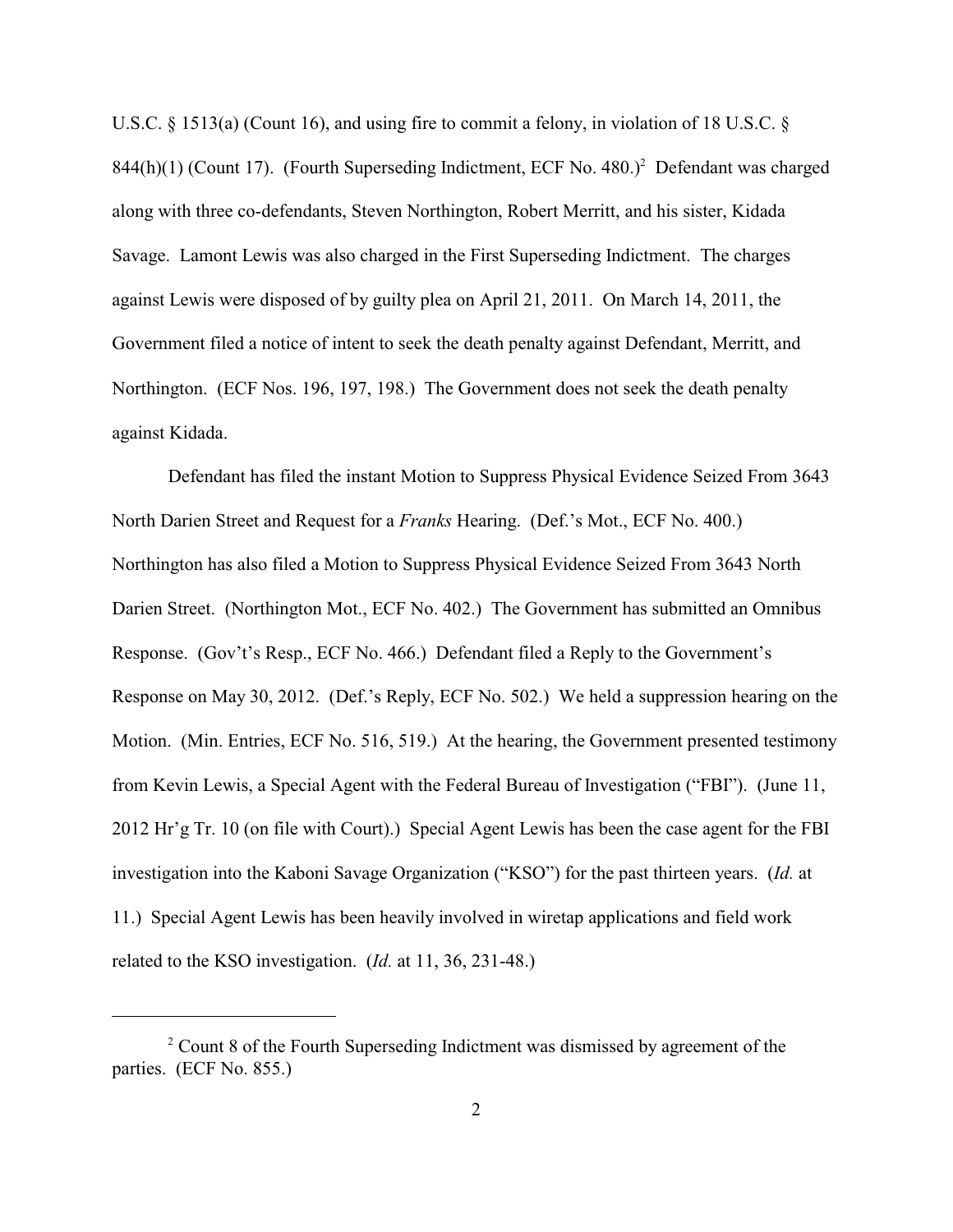U.S.C. § 1513(a) (Count 16), and using fire to commit a felony, in violation of 18 U.S.C. § 844(h)(1) (Count 17). (Fourth Superseding Indictment, ECF No. 480.)[2] Defendant was charged along with three co-defendants, Steven Northington, Robert Merritt, and his sister, Kidada Savage. Lamont Lewis was also charged in the First Superseding Indictment. The charges against Lewis were disposed of by guilty plea on April 21, 2011. On March 14, 2011, the Government filed a notice of intent to seek the death penalty against Defendant, Merritt, and Northington. (ECF Nos. 196, 197, 198.) The Government does not seek the death penalty against Kidada.

Defendant has filed the instant Motion to Suppress Physical Evidence Seized From 3643 North Darien Street and Request for a *Franks* Hearing. (Def.'s Mot., ECF No. 400.) Northington has also filed a Motion to Suppress Physical Evidence Seized From 3643 North Darien Street. (Northington Mot., ECF No. 402.) The Government has submitted an Omnibus Response. (Gov't's Resp., ECF No. 466.) Defendant filed a Reply to the Government's Response on May 30, 2012. (Def.'s Reply, ECF No. 502.) We held a suppression hearing on the Motion. (Min. Entries, ECF No. 516, 519.) At the hearing, the Government presented testimony from Kevin Lewis, a Special Agent with the Federal Bureau of Investigation ("FBI"). (June 11, 2012 Hr'g Tr. 10 (on file with Court).) Special Agent Lewis has been the case agent for the FBI investigation into the Kaboni Savage Organization ("KSO") for the past thirteen years. (*Id.* at 11.) Special Agent Lewis has been heavily involved in wiretap applications and field work related to the KSO investigation. (*Id.* at 11, 36, 231-48.)

---

[2] Count 8 of the Fourth Superseding Indictment was dismissed by agreement of the parties. (ECF No. 855.)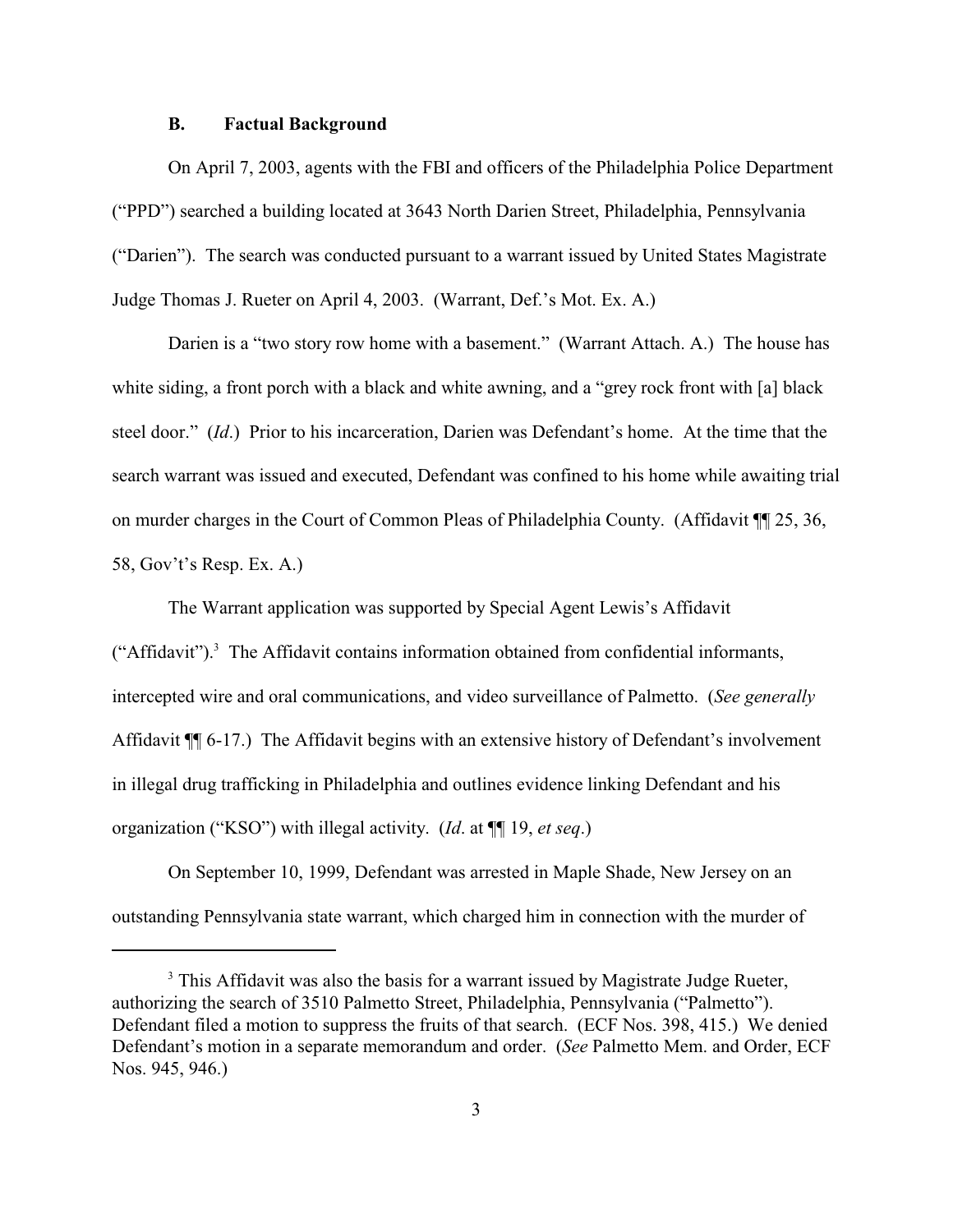### B. Factual Background

On April 7, 2003, agents with the FBI and officers of the Philadelphia Police Department ("PPD") searched a building located at 3643 North Darien Street, Philadelphia, Pennsylvania ("Darien"). The search was conducted pursuant to a warrant issued by United States Magistrate Judge Thomas J. Rueter on April 4, 2003. (Warrant, Def.'s Mot. Ex. A.)

Darien is a "two story row home with a basement." (Warrant Attach. A.) The house has white siding, a front porch with a black and white awning, and a "grey rock front with [a] black steel door." (*Id*.) Prior to his incarceration, Darien was Defendant's home. At the time that the search warrant was issued and executed, Defendant was confined to his home while awaiting trial on murder charges in the Court of Common Pleas of Philadelphia County. (Affidavit ¶¶ 25, 36, 58, Gov't's Resp. Ex. A.)

The Warrant application was supported by Special Agent Lewis's Affidavit ("Affidavit").[3] The Affidavit contains information obtained from confidential informants, intercepted wire and oral communications, and video surveillance of Palmetto. (*See generally* Affidavit ¶¶ 6-17.) The Affidavit begins with an extensive history of Defendant's involvement in illegal drug trafficking in Philadelphia and outlines evidence linking Defendant and his organization ("KSO") with illegal activity. (*Id*. at ¶¶ 19, *et seq*.)

On September 10, 1999, Defendant was arrested in Maple Shade, New Jersey on an outstanding Pennsylvania state warrant, which charged him in connection with the murder of

---

[3] This Affidavit was also the basis for a warrant issued by Magistrate Judge Rueter, authorizing the search of 3510 Palmetto Street, Philadelphia, Pennsylvania ("Palmetto"). Defendant filed a motion to suppress the fruits of that search. (ECF Nos. 398, 415.) We denied Defendant's motion in a separate memorandum and order. (*See* Palmetto Mem. and Order, ECF Nos. 945, 946.)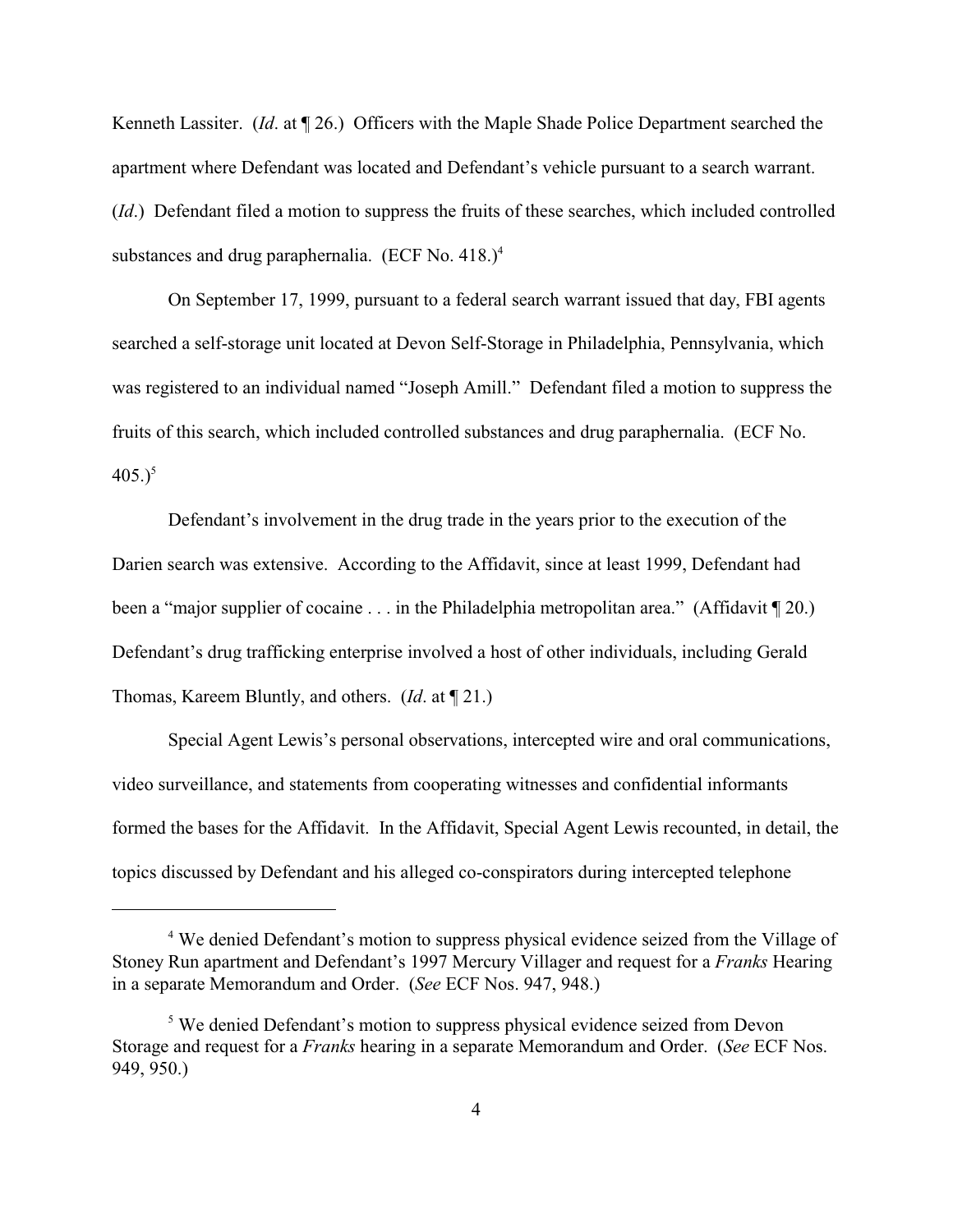Kenneth Lassiter. (*Id*. at ¶ 26.) Officers with the Maple Shade Police Department searched the apartment where Defendant was located and Defendant's vehicle pursuant to a search warrant. (*Id*.) Defendant filed a motion to suppress the fruits of these searches, which included controlled substances and drug paraphernalia. (ECF No. 418.)[4]

On September 17, 1999, pursuant to a federal search warrant issued that day, FBI agents searched a self-storage unit located at Devon Self-Storage in Philadelphia, Pennsylvania, which was registered to an individual named "Joseph Amill." Defendant filed a motion to suppress the fruits of this search, which included controlled substances and drug paraphernalia. (ECF No. 405.)[5]

Defendant's involvement in the drug trade in the years prior to the execution of the Darien search was extensive. According to the Affidavit, since at least 1999, Defendant had been a "major supplier of cocaine . . . in the Philadelphia metropolitan area." (Affidavit ¶ 20.) Defendant's drug trafficking enterprise involved a host of other individuals, including Gerald Thomas, Kareem Bluntly, and others. (*Id*. at ¶ 21.)

Special Agent Lewis's personal observations, intercepted wire and oral communications, video surveillance, and statements from cooperating witnesses and confidential informants formed the bases for the Affidavit. In the Affidavit, Special Agent Lewis recounted, in detail, the topics discussed by Defendant and his alleged co-conspirators during intercepted telephone

---

[4] We denied Defendant's motion to suppress physical evidence seized from the Village of Stoney Run apartment and Defendant's 1997 Mercury Villager and request for a *Franks* Hearing in a separate Memorandum and Order. (*See* ECF Nos. 947, 948.)

[5] We denied Defendant's motion to suppress physical evidence seized from Devon Storage and request for a *Franks* hearing in a separate Memorandum and Order. (*See* ECF Nos. 949, 950.)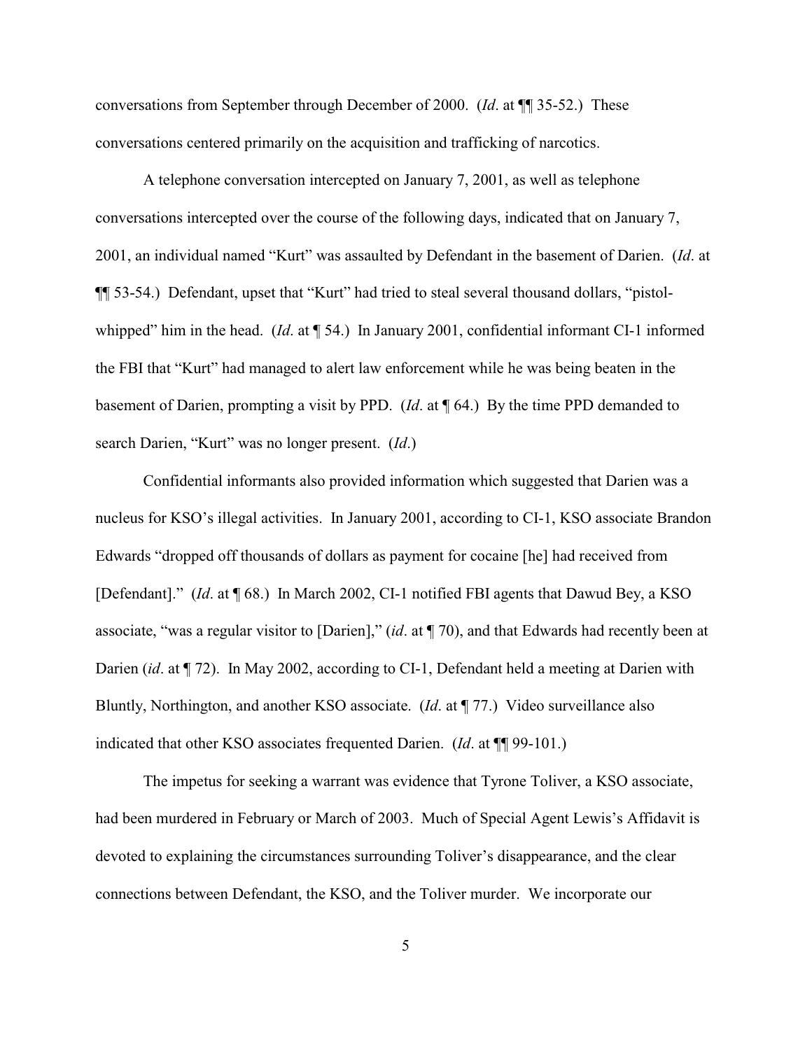conversations from September through December of 2000. (*Id*. at ¶¶ 35-52.) These conversations centered primarily on the acquisition and trafficking of narcotics.

A telephone conversation intercepted on January 7, 2001, as well as telephone conversations intercepted over the course of the following days, indicated that on January 7, 2001, an individual named "Kurt" was assaulted by Defendant in the basement of Darien. (*Id*. at ¶¶ 53-54.) Defendant, upset that "Kurt" had tried to steal several thousand dollars, "pistol-whipped" him in the head. (*Id*. at ¶ 54.) In January 2001, confidential informant CI-1 informed the FBI that "Kurt" had managed to alert law enforcement while he was being beaten in the basement of Darien, prompting a visit by PPD. (*Id*. at ¶ 64.) By the time PPD demanded to search Darien, "Kurt" was no longer present. (*Id*.)

Confidential informants also provided information which suggested that Darien was a nucleus for KSO's illegal activities. In January 2001, according to CI-1, KSO associate Brandon Edwards "dropped off thousands of dollars as payment for cocaine [he] had received from [Defendant]." (*Id*. at ¶ 68.) In March 2002, CI-1 notified FBI agents that Dawud Bey, a KSO associate, "was a regular visitor to [Darien]," (*id*. at ¶ 70), and that Edwards had recently been at Darien (*id*. at ¶ 72). In May 2002, according to CI-1, Defendant held a meeting at Darien with Bluntly, Northington, and another KSO associate. (*Id*. at ¶ 77.) Video surveillance also indicated that other KSO associates frequented Darien. (*Id*. at ¶¶ 99-101.)

The impetus for seeking a warrant was evidence that Tyrone Toliver, a KSO associate, had been murdered in February or March of 2003. Much of Special Agent Lewis's Affidavit is devoted to explaining the circumstances surrounding Toliver's disappearance, and the clear connections between Defendant, the KSO, and the Toliver murder. We incorporate our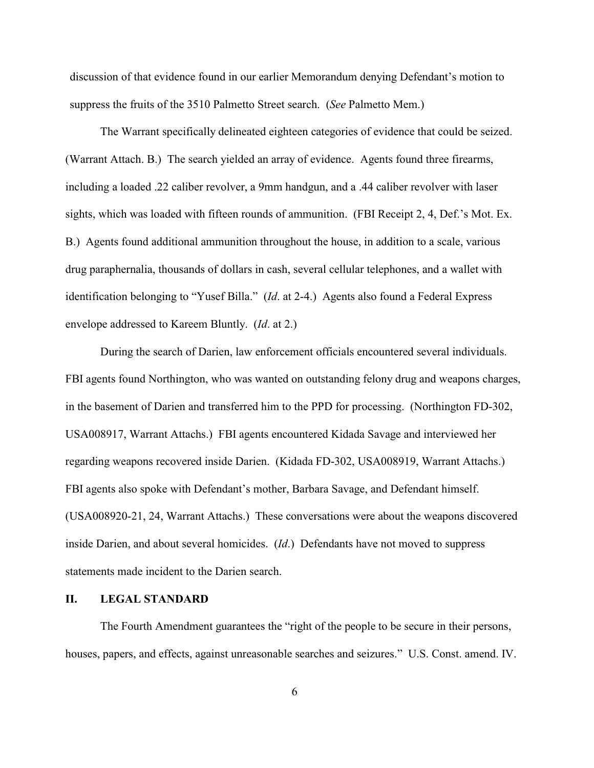discussion of that evidence found in our earlier Memorandum denying Defendant's motion to suppress the fruits of the 3510 Palmetto Street search. (*See* Palmetto Mem.)

The Warrant specifically delineated eighteen categories of evidence that could be seized. (Warrant Attach. B.) The search yielded an array of evidence. Agents found three firearms, including a loaded .22 caliber revolver, a 9mm handgun, and a .44 caliber revolver with laser sights, which was loaded with fifteen rounds of ammunition. (FBI Receipt 2, 4, Def.'s Mot. Ex. B.) Agents found additional ammunition throughout the house, in addition to a scale, various drug paraphernalia, thousands of dollars in cash, several cellular telephones, and a wallet with identification belonging to "Yusef Billa." (*Id*. at 2-4.) Agents also found a Federal Express envelope addressed to Kareem Bluntly. (*Id*. at 2.)

During the search of Darien, law enforcement officials encountered several individuals. FBI agents found Northington, who was wanted on outstanding felony drug and weapons charges, in the basement of Darien and transferred him to the PPD for processing. (Northington FD-302, USA008917, Warrant Attachs.) FBI agents encountered Kidada Savage and interviewed her regarding weapons recovered inside Darien. (Kidada FD-302, USA008919, Warrant Attachs.) FBI agents also spoke with Defendant's mother, Barbara Savage, and Defendant himself. (USA008920-21, 24, Warrant Attachs.) These conversations were about the weapons discovered inside Darien, and about several homicides. (*Id*.) Defendants have not moved to suppress statements made incident to the Darien search.

## II. LEGAL STANDARD

The Fourth Amendment guarantees the "right of the people to be secure in their persons, houses, papers, and effects, against unreasonable searches and seizures." U.S. Const. amend. IV.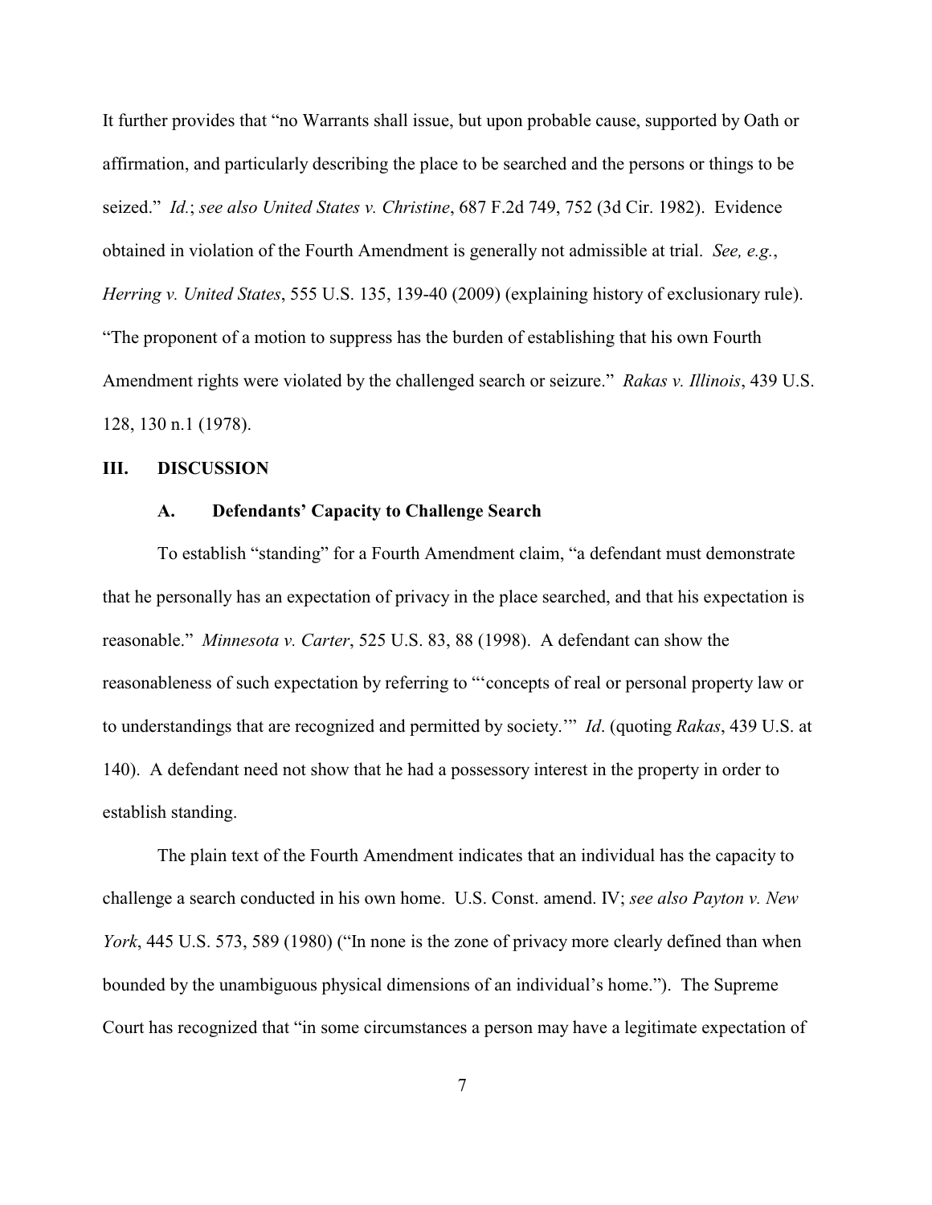It further provides that "no Warrants shall issue, but upon probable cause, supported by Oath or affirmation, and particularly describing the place to be searched and the persons or things to be seized." *Id.*; *see also United States v. Christine*, 687 F.2d 749, 752 (3d Cir. 1982). Evidence obtained in violation of the Fourth Amendment is generally not admissible at trial. *See, e.g.*, *Herring v. United States*, 555 U.S. 135, 139-40 (2009) (explaining history of exclusionary rule). "The proponent of a motion to suppress has the burden of establishing that his own Fourth Amendment rights were violated by the challenged search or seizure." *Rakas v. Illinois*, 439 U.S. 128, 130 n.1 (1978).

## III. DISCUSSION

### A. Defendants' Capacity to Challenge Search

To establish "standing" for a Fourth Amendment claim, "a defendant must demonstrate that he personally has an expectation of privacy in the place searched, and that his expectation is reasonable." *Minnesota v. Carter*, 525 U.S. 83, 88 (1998). A defendant can show the reasonableness of such expectation by referring to "'concepts of real or personal property law or to understandings that are recognized and permitted by society.'" *Id*. (quoting *Rakas*, 439 U.S. at 140). A defendant need not show that he had a possessory interest in the property in order to establish standing.

The plain text of the Fourth Amendment indicates that an individual has the capacity to challenge a search conducted in his own home. U.S. Const. amend. IV; *see also Payton v. New York*, 445 U.S. 573, 589 (1980) ("In none is the zone of privacy more clearly defined than when bounded by the unambiguous physical dimensions of an individual's home."). The Supreme Court has recognized that "in some circumstances a person may have a legitimate expectation of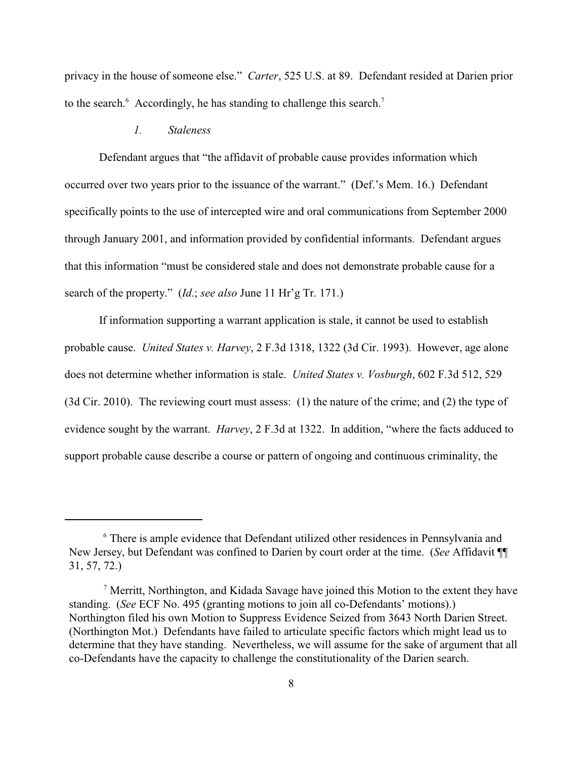privacy in the house of someone else." *Carter*, 525 U.S. at 89. Defendant resided at Darien prior to the search.[6] Accordingly, he has standing to challenge this search.[7]

### *1. Staleness*

Defendant argues that "the affidavit of probable cause provides information which occurred over two years prior to the issuance of the warrant." (Def.'s Mem. 16.) Defendant specifically points to the use of intercepted wire and oral communications from September 2000 through January 2001, and information provided by confidential informants. Defendant argues that this information "must be considered stale and does not demonstrate probable cause for a search of the property." (*Id*.; *see also* June 11 Hr'g Tr. 171.)

If information supporting a warrant application is stale, it cannot be used to establish probable cause. *United States v. Harvey*, 2 F.3d 1318, 1322 (3d Cir. 1993). However, age alone does not determine whether information is stale. *United States v. Vosburgh*, 602 F.3d 512, 529 (3d Cir. 2010). The reviewing court must assess: (1) the nature of the crime; and (2) the type of evidence sought by the warrant. *Harvey*, 2 F.3d at 1322. In addition, "where the facts adduced to support probable cause describe a course or pattern of ongoing and continuous criminality, the

---

[6] There is ample evidence that Defendant utilized other residences in Pennsylvania and New Jersey, but Defendant was confined to Darien by court order at the time. (*See* Affidavit ¶¶ 31, 57, 72.)

[7] Merritt, Northington, and Kidada Savage have joined this Motion to the extent they have standing. (*See* ECF No. 495 (granting motions to join all co-Defendants' motions).) Northington filed his own Motion to Suppress Evidence Seized from 3643 North Darien Street. (Northington Mot.) Defendants have failed to articulate specific factors which might lead us to determine that they have standing. Nevertheless, we will assume for the sake of argument that all co-Defendants have the capacity to challenge the constitutionality of the Darien search.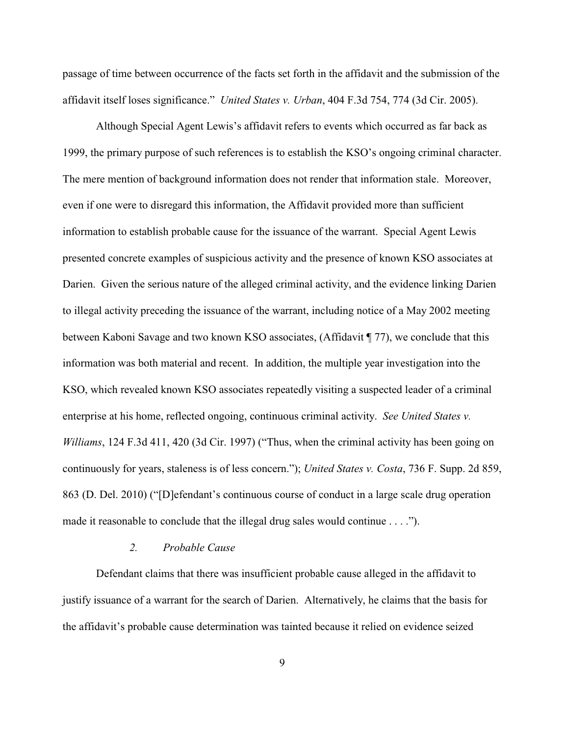passage of time between occurrence of the facts set forth in the affidavit and the submission of the affidavit itself loses significance." *United States v. Urban*, 404 F.3d 754, 774 (3d Cir. 2005).

Although Special Agent Lewis's affidavit refers to events which occurred as far back as 1999, the primary purpose of such references is to establish the KSO's ongoing criminal character. The mere mention of background information does not render that information stale. Moreover, even if one were to disregard this information, the Affidavit provided more than sufficient information to establish probable cause for the issuance of the warrant. Special Agent Lewis presented concrete examples of suspicious activity and the presence of known KSO associates at Darien. Given the serious nature of the alleged criminal activity, and the evidence linking Darien to illegal activity preceding the issuance of the warrant, including notice of a May 2002 meeting between Kaboni Savage and two known KSO associates, (Affidavit ¶ 77), we conclude that this information was both material and recent. In addition, the multiple year investigation into the KSO, which revealed known KSO associates repeatedly visiting a suspected leader of a criminal enterprise at his home, reflected ongoing, continuous criminal activity. *See United States v. Williams*, 124 F.3d 411, 420 (3d Cir. 1997) ("Thus, when the criminal activity has been going on continuously for years, staleness is of less concern."); *United States v. Costa*, 736 F. Supp. 2d 859, 863 (D. Del. 2010) ("[D]efendant's continuous course of conduct in a large scale drug operation made it reasonable to conclude that the illegal drug sales would continue . . . .").

### *2. Probable Cause*

Defendant claims that there was insufficient probable cause alleged in the affidavit to justify issuance of a warrant for the search of Darien. Alternatively, he claims that the basis for the affidavit's probable cause determination was tainted because it relied on evidence seized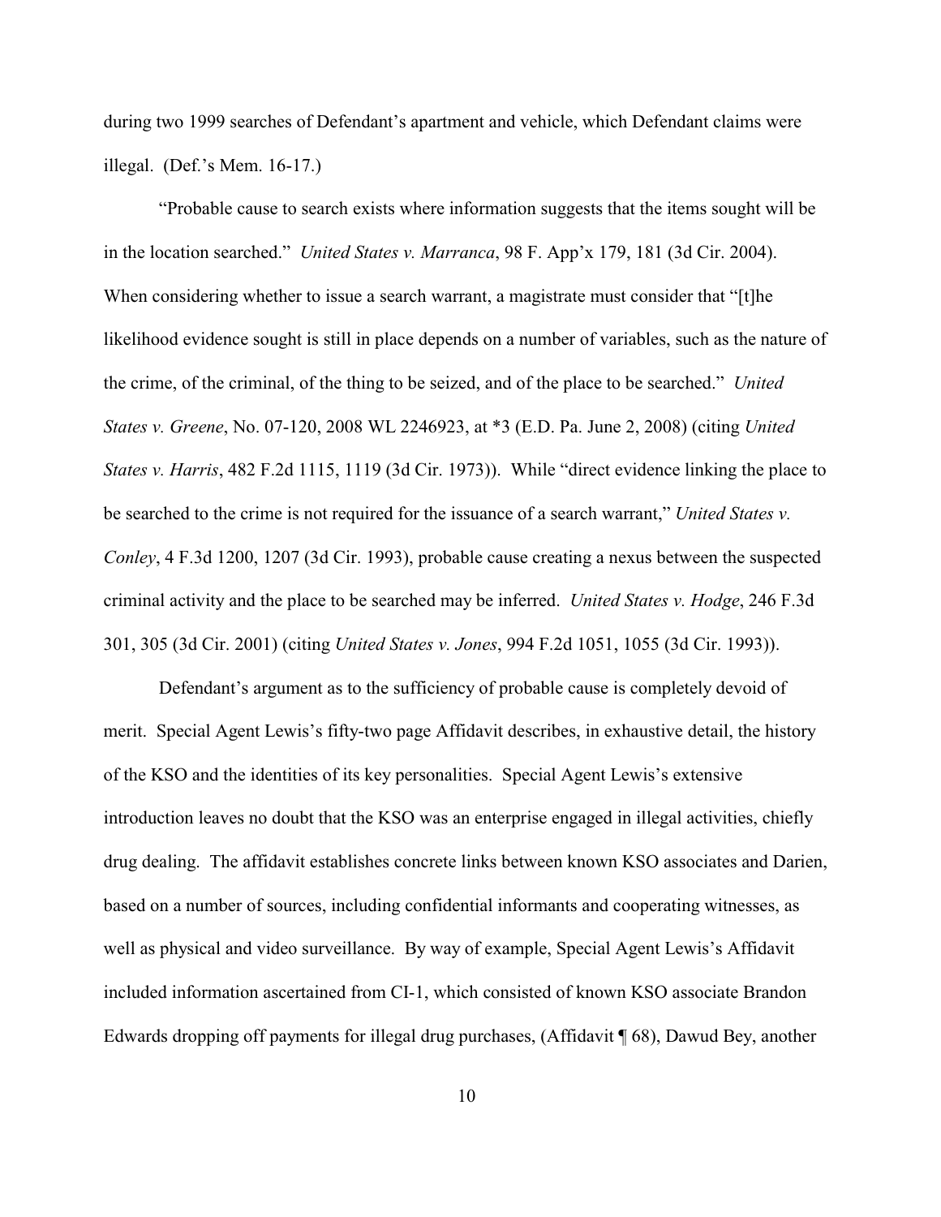during two 1999 searches of Defendant's apartment and vehicle, which Defendant claims were illegal. (Def.'s Mem. 16-17.)

"Probable cause to search exists where information suggests that the items sought will be in the location searched." *United States v. Marranca*, 98 F. App'x 179, 181 (3d Cir. 2004). When considering whether to issue a search warrant, a magistrate must consider that "[t]he likelihood evidence sought is still in place depends on a number of variables, such as the nature of the crime, of the criminal, of the thing to be seized, and of the place to be searched." *United States v. Greene*, No. 07-120, 2008 WL 2246923, at *3 (E.D. Pa. June 2, 2008) (citing *United States v. Harris*, 482 F.2d 1115, 1119 (3d Cir. 1973)). While "direct evidence linking the place to be searched to the crime is not required for the issuance of a search warrant," *United States v. Conley*, 4 F.3d 1200, 1207 (3d Cir. 1993), probable cause creating a nexus between the suspected criminal activity and the place to be searched may be inferred. *United States v. Hodge*, 246 F.3d 301, 305 (3d Cir. 2001) (citing *United States v. Jones*, 994 F.2d 1051, 1055 (3d Cir. 1993)).

Defendant's argument as to the sufficiency of probable cause is completely devoid of merit. Special Agent Lewis's fifty-two page Affidavit describes, in exhaustive detail, the history of the KSO and the identities of its key personalities. Special Agent Lewis's extensive introduction leaves no doubt that the KSO was an enterprise engaged in illegal activities, chiefly drug dealing. The affidavit establishes concrete links between known KSO associates and Darien, based on a number of sources, including confidential informants and cooperating witnesses, as well as physical and video surveillance. By way of example, Special Agent Lewis's Affidavit included information ascertained from CI-1, which consisted of known KSO associate Brandon Edwards dropping off payments for illegal drug purchases, (Affidavit ¶ 68), Dawud Bey, another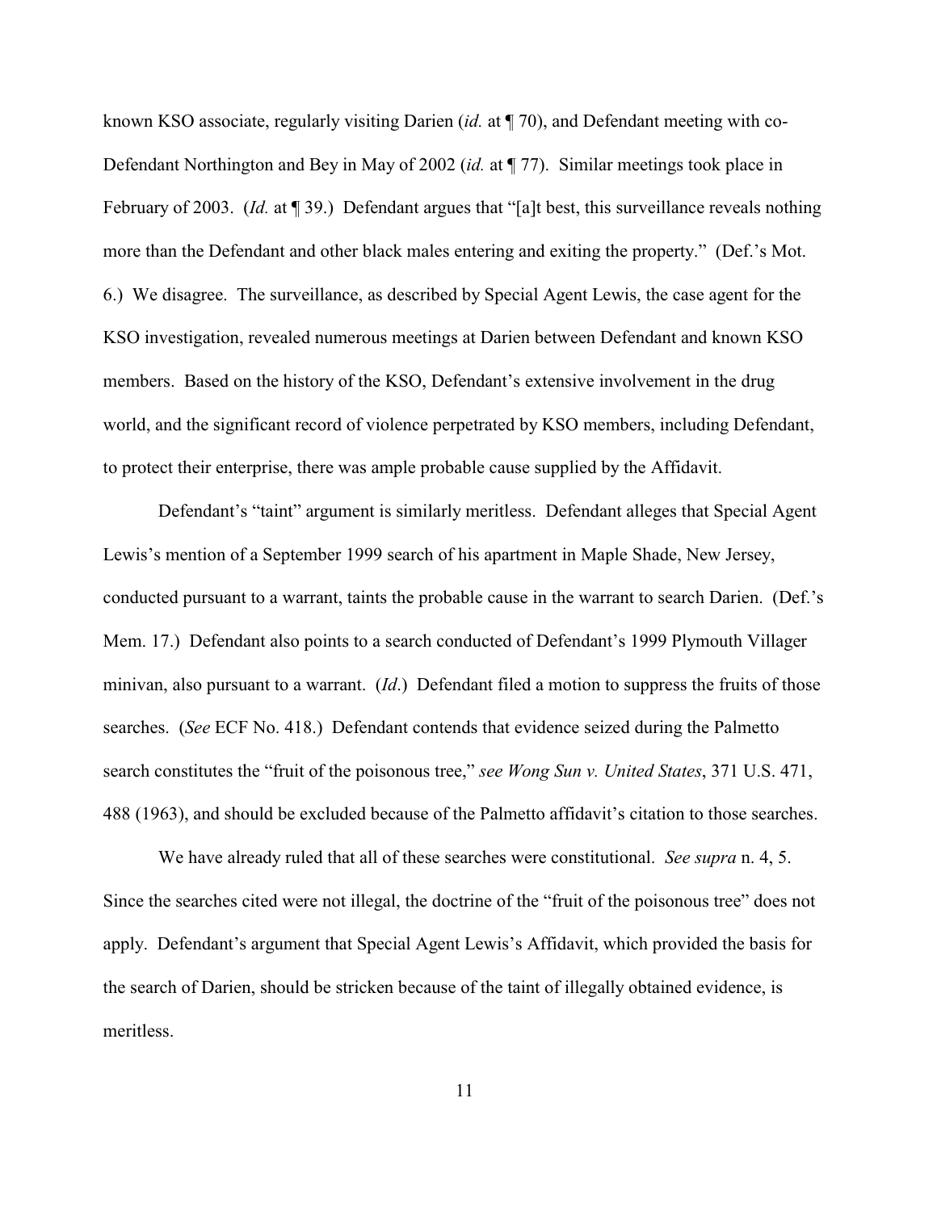known KSO associate, regularly visiting Darien (*id.* at ¶ 70), and Defendant meeting with co-Defendant Northington and Bey in May of 2002 (*id.* at ¶ 77). Similar meetings took place in February of 2003. (*Id.* at ¶ 39.) Defendant argues that "[a]t best, this surveillance reveals nothing more than the Defendant and other black males entering and exiting the property." (Def.'s Mot. 6.) We disagree. The surveillance, as described by Special Agent Lewis, the case agent for the KSO investigation, revealed numerous meetings at Darien between Defendant and known KSO members. Based on the history of the KSO, Defendant's extensive involvement in the drug world, and the significant record of violence perpetrated by KSO members, including Defendant, to protect their enterprise, there was ample probable cause supplied by the Affidavit.

Defendant's "taint" argument is similarly meritless. Defendant alleges that Special Agent Lewis's mention of a September 1999 search of his apartment in Maple Shade, New Jersey, conducted pursuant to a warrant, taints the probable cause in the warrant to search Darien. (Def.'s Mem. 17.) Defendant also points to a search conducted of Defendant's 1999 Plymouth Villager minivan, also pursuant to a warrant. (*Id*.) Defendant filed a motion to suppress the fruits of those searches. (*See* ECF No. 418.) Defendant contends that evidence seized during the Palmetto search constitutes the "fruit of the poisonous tree," *see Wong Sun v. United States*, 371 U.S. 471, 488 (1963), and should be excluded because of the Palmetto affidavit's citation to those searches.

We have already ruled that all of these searches were constitutional. *See supra* n. 4, 5. Since the searches cited were not illegal, the doctrine of the "fruit of the poisonous tree" does not apply. Defendant's argument that Special Agent Lewis's Affidavit, which provided the basis for the search of Darien, should be stricken because of the taint of illegally obtained evidence, is meritless.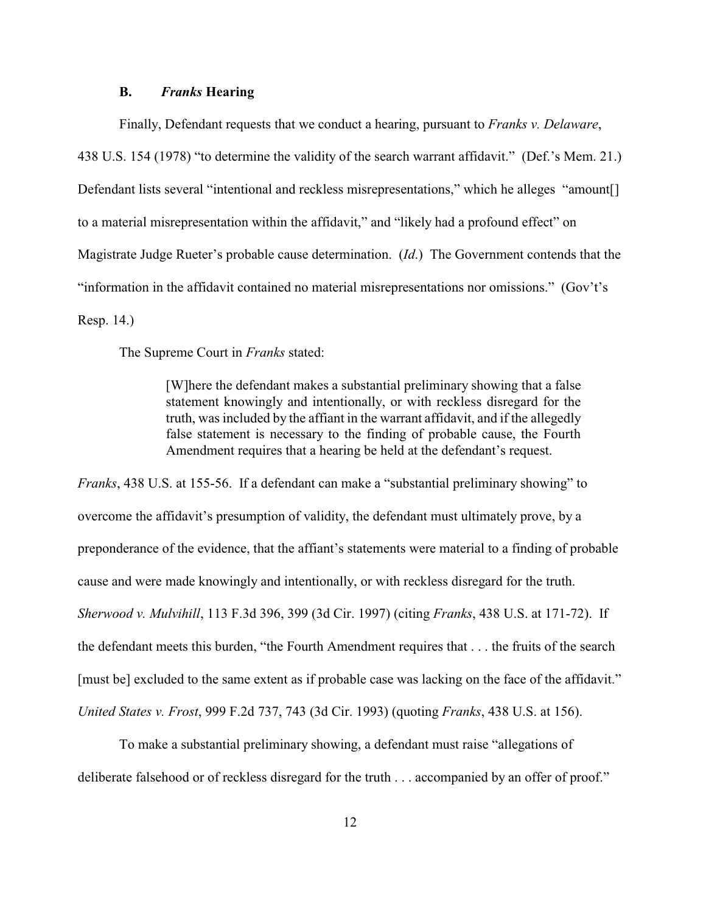### B. *Franks* Hearing

Finally, Defendant requests that we conduct a hearing, pursuant to *Franks v. Delaware*, 438 U.S. 154 (1978) "to determine the validity of the search warrant affidavit." (Def.'s Mem. 21.) Defendant lists several "intentional and reckless misrepresentations," which he alleges "amount[] to a material misrepresentation within the affidavit," and "likely had a profound effect" on Magistrate Judge Rueter's probable cause determination. (*Id*.) The Government contends that the "information in the affidavit contained no material misrepresentations nor omissions." (Gov't's Resp. 14.)

The Supreme Court in *Franks* stated:

> [W]here the defendant makes a substantial preliminary showing that a false statement knowingly and intentionally, or with reckless disregard for the truth, was included by the affiant in the warrant affidavit, and if the allegedly false statement is necessary to the finding of probable cause, the Fourth Amendment requires that a hearing be held at the defendant's request.

*Franks*, 438 U.S. at 155-56. If a defendant can make a "substantial preliminary showing" to overcome the affidavit's presumption of validity, the defendant must ultimately prove, by a preponderance of the evidence, that the affiant's statements were material to a finding of probable cause and were made knowingly and intentionally, or with reckless disregard for the truth. *Sherwood v. Mulvihill*, 113 F.3d 396, 399 (3d Cir. 1997) (citing *Franks*, 438 U.S. at 171-72). If the defendant meets this burden, "the Fourth Amendment requires that . . . the fruits of the search [must be] excluded to the same extent as if probable case was lacking on the face of the affidavit." *United States v. Frost*, 999 F.2d 737, 743 (3d Cir. 1993) (quoting *Franks*, 438 U.S. at 156).

To make a substantial preliminary showing, a defendant must raise "allegations of deliberate falsehood or of reckless disregard for the truth . . . accompanied by an offer of proof."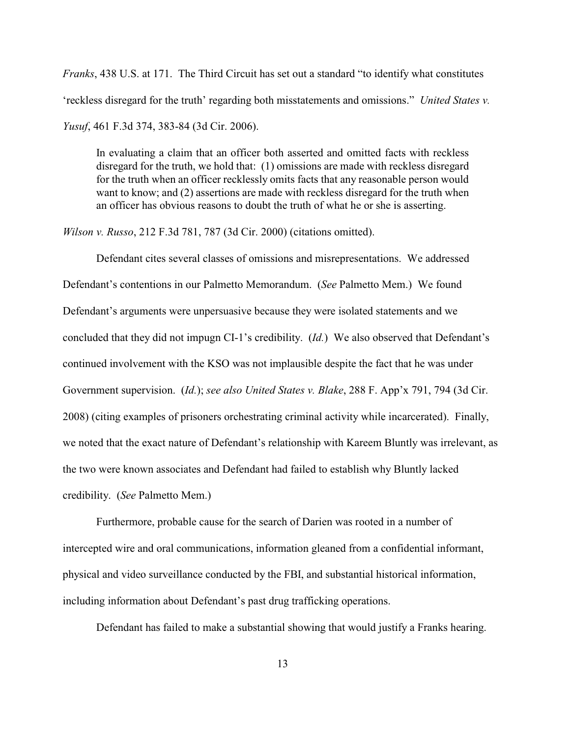*Franks*, 438 U.S. at 171. The Third Circuit has set out a standard "to identify what constitutes 'reckless disregard for the truth' regarding both misstatements and omissions." *United States v. Yusuf*, 461 F.3d 374, 383-84 (3d Cir. 2006).

> In evaluating a claim that an officer both asserted and omitted facts with reckless disregard for the truth, we hold that: (1) omissions are made with reckless disregard for the truth when an officer recklessly omits facts that any reasonable person would want to know; and (2) assertions are made with reckless disregard for the truth when an officer has obvious reasons to doubt the truth of what he or she is asserting.

*Wilson v. Russo*, 212 F.3d 781, 787 (3d Cir. 2000) (citations omitted).

Defendant cites several classes of omissions and misrepresentations. We addressed Defendant's contentions in our Palmetto Memorandum. (*See* Palmetto Mem.) We found Defendant's arguments were unpersuasive because they were isolated statements and we concluded that they did not impugn CI-1's credibility. (*Id.*) We also observed that Defendant's continued involvement with the KSO was not implausible despite the fact that he was under Government supervision. (*Id.*); *see also United States v. Blake*, 288 F. App'x 791, 794 (3d Cir. 2008) (citing examples of prisoners orchestrating criminal activity while incarcerated). Finally, we noted that the exact nature of Defendant's relationship with Kareem Bluntly was irrelevant, as the two were known associates and Defendant had failed to establish why Bluntly lacked credibility. (*See* Palmetto Mem.)

Furthermore, probable cause for the search of Darien was rooted in a number of intercepted wire and oral communications, information gleaned from a confidential informant, physical and video surveillance conducted by the FBI, and substantial historical information, including information about Defendant's past drug trafficking operations.

Defendant has failed to make a substantial showing that would justify a Franks hearing.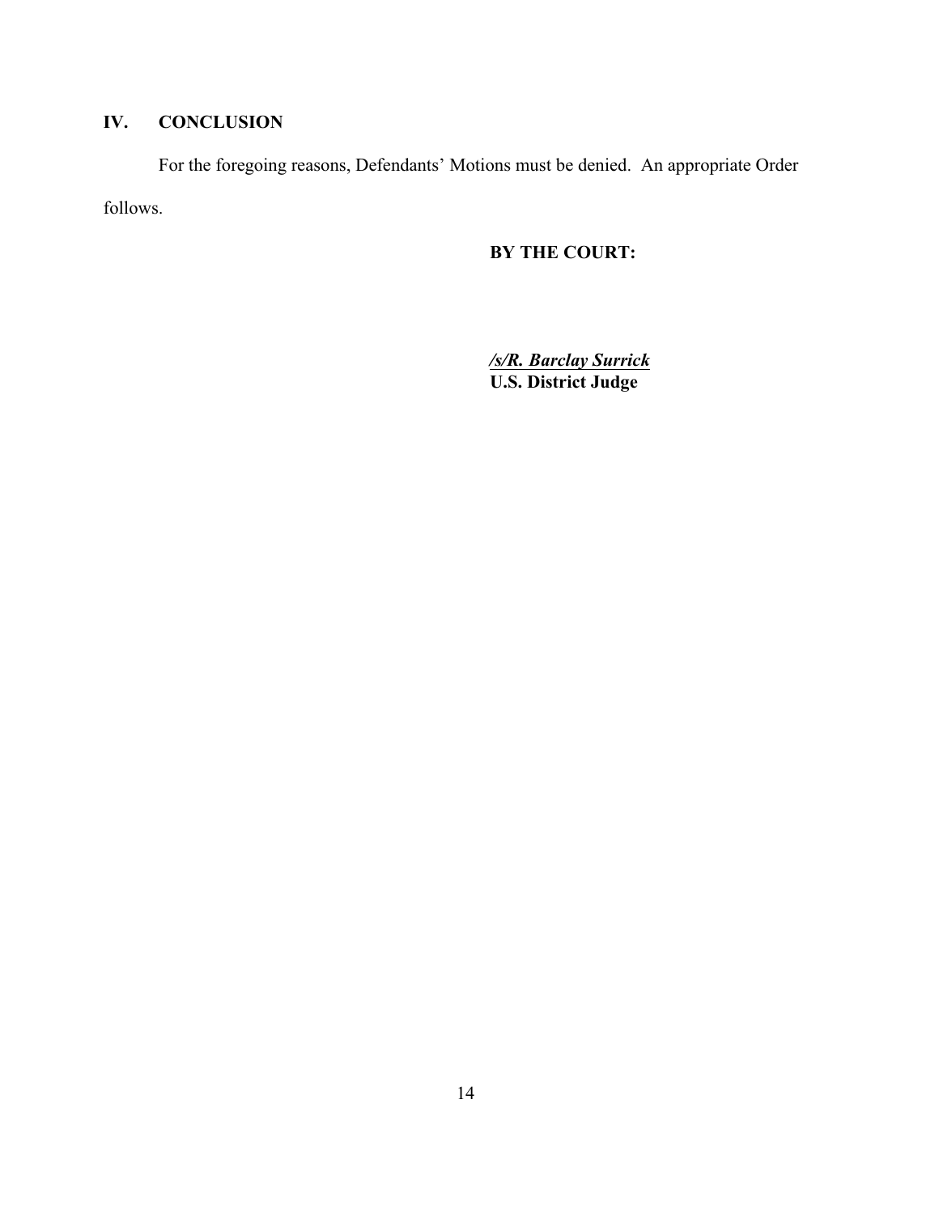## IV. CONCLUSION

For the foregoing reasons, Defendants' Motions must be denied. An appropriate Order follows.

**BY THE COURT:**

***/s/R. Barclay Surrick***
**U.S. District Judge**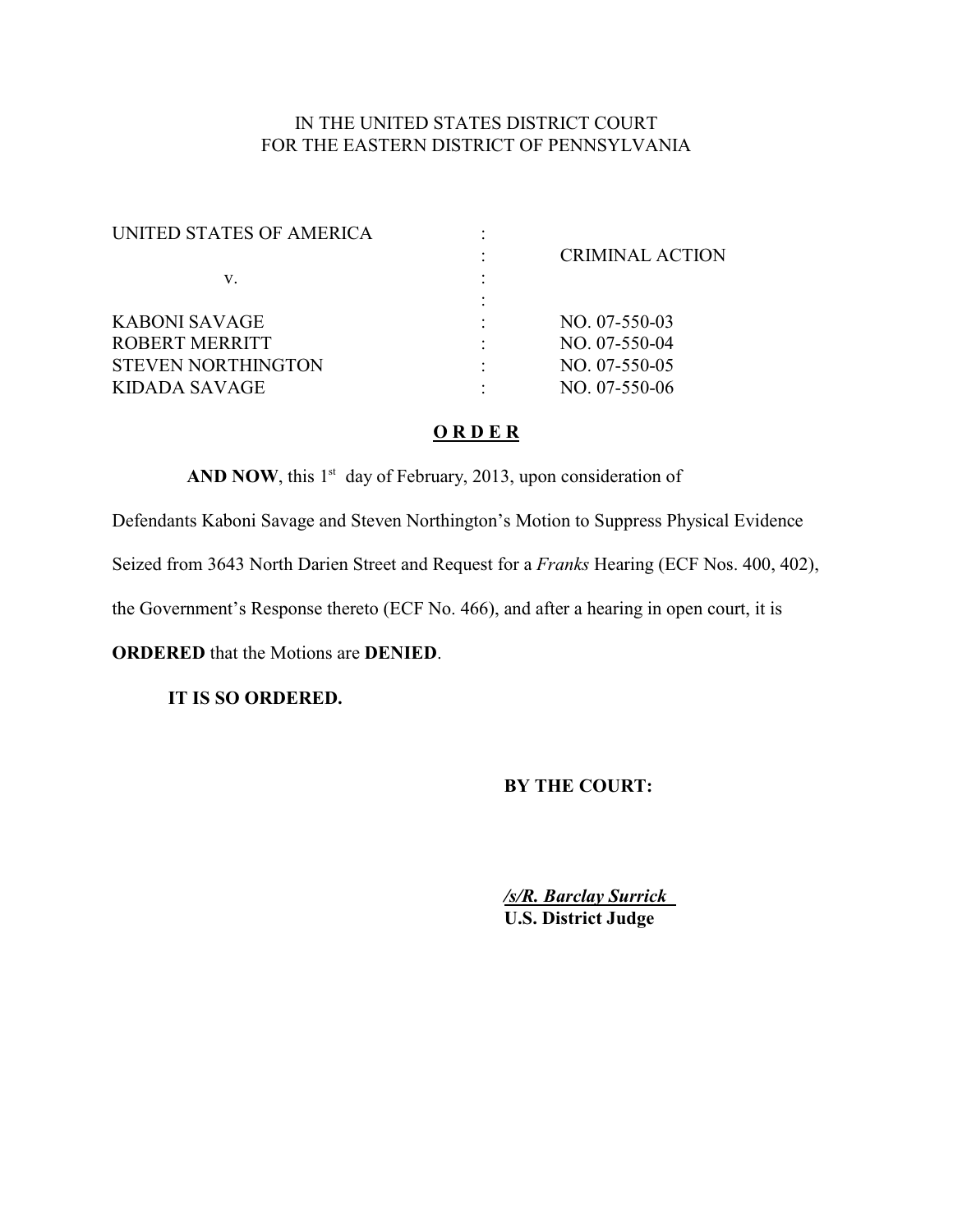IN THE UNITED STATES DISTRICT COURT
FOR THE EASTERN DISTRICT OF PENNSYLVANIA

| | | |
|---|---|---|
| UNITED STATES OF AMERICA | : | |
| | : | CRIMINAL ACTION |
| v. | : | |
| | : | |
| KABONI SAVAGE | : | NO. 07-550-03 |
| ROBERT MERRITT | : | NO. 07-550-04 |
| STEVEN NORTHINGTON | : | NO. 07-550-05 |
| KIDADA SAVAGE | : | NO. 07-550-06 |

**O R D E R**

**AND NOW**, this 1st day of February, 2013, upon consideration of Defendants Kaboni Savage and Steven Northington's Motion to Suppress Physical Evidence Seized from 3643 North Darien Street and Request for a *Franks* Hearing (ECF Nos. 400, 402), the Government's Response thereto (ECF No. 466), and after a hearing in open court, it is **ORDERED** that the Motions are **DENIED**.

**IT IS SO ORDERED.**

**BY THE COURT:**

***/s/R. Barclay Surrick***
**U.S. District Judge**